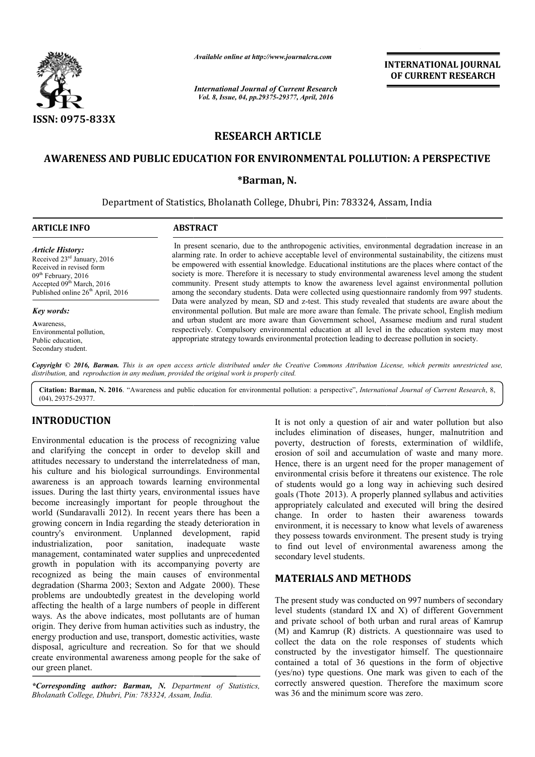ISSN: 0975-833X

*Available online at http://www.journalcra.com*

*International Journal of Current Research*
*Vol. 8, Issue, 04, pp.29375-29377, April, 2016*

**INTERNATIONAL JOURNAL OF CURRENT RESEARCH**

# RESEARCH ARTICLE

# AWARENESS AND PUBLIC EDUCATION FOR ENVIRONMENTAL POLLUTION: A PERSPECTIVE

**\*Barman, N.**

Department of Statistics, Bholanath College, Dhubri, Pin: 783324, Assam, India

**ARTICLE INFO**

*Article History:*
Received 23rd January, 2016
Received in revised form
09th February, 2016
Accepted 09th March, 2016
Published online 26th April, 2016

*Key words:*
Awareness,
Environmental pollution,
Public education,
Secondary student.

**ABSTRACT**

In present scenario, due to the anthropogenic activities, environmental degradation increase in an alarming rate. In order to achieve acceptable level of environmental sustainability, the citizens must be empowered with essential knowledge. Educational institutions are the places where contact of the society is more. Therefore it is necessary to study environmental awareness level among the student community. Present study attempts to know the awareness level against environmental pollution among the secondary students. Data were collected using questionnaire randomly from 997 students. Data were analyzed by mean, SD and z-test. This study revealed that students are aware about the environmental pollution. But male are more aware than female. The private school, English medium and urban student are more aware than Government school, Assamese medium and rural student respectively. Compulsory environmental education at all level in the education system may most appropriate strategy towards environmental protection leading to decrease pollution in society.

*Copyright © 2016, Barman. This is an open access article distributed under the Creative Commons Attribution License, which permits unrestricted use, distribution, and reproduction in any medium, provided the original work is properly cited.*

**Citation: Barman, N. 2016**. "Awareness and public education for environmental pollution: a perspective", *International Journal of Current Research*, 8, (04), 29375-29377.

## INTRODUCTION

Environmental education is the process of recognizing value and clarifying the concept in order to develop skill and attitudes necessary to understand the interrelatedness of man, his culture and his biological surroundings. Environmental awareness is an approach towards learning environmental issues. During the last thirty years, environmental issues have become increasingly important for people throughout the world (Sundaravalli 2012). In recent years there has been a growing concern in India regarding the steady deterioration in country's environment. Unplanned development, rapid industrialization, poor sanitation, inadequate waste management, contaminated water supplies and unprecedented growth in population with its accompanying poverty are recognized as being the main causes of environmental degradation (Sharma 2003; Sexton and Adgate 2000). These problems are undoubtedly greatest in the developing world affecting the health of a large numbers of people in different ways. As the above indicates, most pollutants are of human origin. They derive from human activities such as industry, the energy production and use, transport, domestic activities, waste disposal, agriculture and recreation. So for that we should create environmental awareness among people for the sake of our green planet.

It is not only a question of air and water pollution but also includes elimination of diseases, hunger, malnutrition and poverty, destruction of forests, extermination of wildlife, erosion of soil and accumulation of waste and many more. Hence, there is an urgent need for the proper management of environmental crisis before it threatens our existence. The role of students would go a long way in achieving such desired goals (Thote 2013). A properly planned syllabus and activities appropriately calculated and executed will bring the desired change. In order to hasten their awareness towards environment, it is necessary to know what levels of awareness they possess towards environment. The present study is trying to find out level of environmental awareness among the secondary level students.

## MATERIALS AND METHODS

The present study was conducted on 997 numbers of secondary level students (standard IX and X) of different Government and private school of both urban and rural areas of Kamrup (M) and Kamrup (R) districts. A questionnaire was used to collect the data on the role responses of students which constructed by the investigator himself. The questionnaire contained a total of 36 questions in the form of objective (yes/no) type questions. One mark was given to each of the correctly answered question. Therefore the maximum score was 36 and the minimum score was zero.

*\*Corresponding author: Barman, N. Department of Statistics, Bholanath College, Dhubri, Pin: 783324, Assam, India.*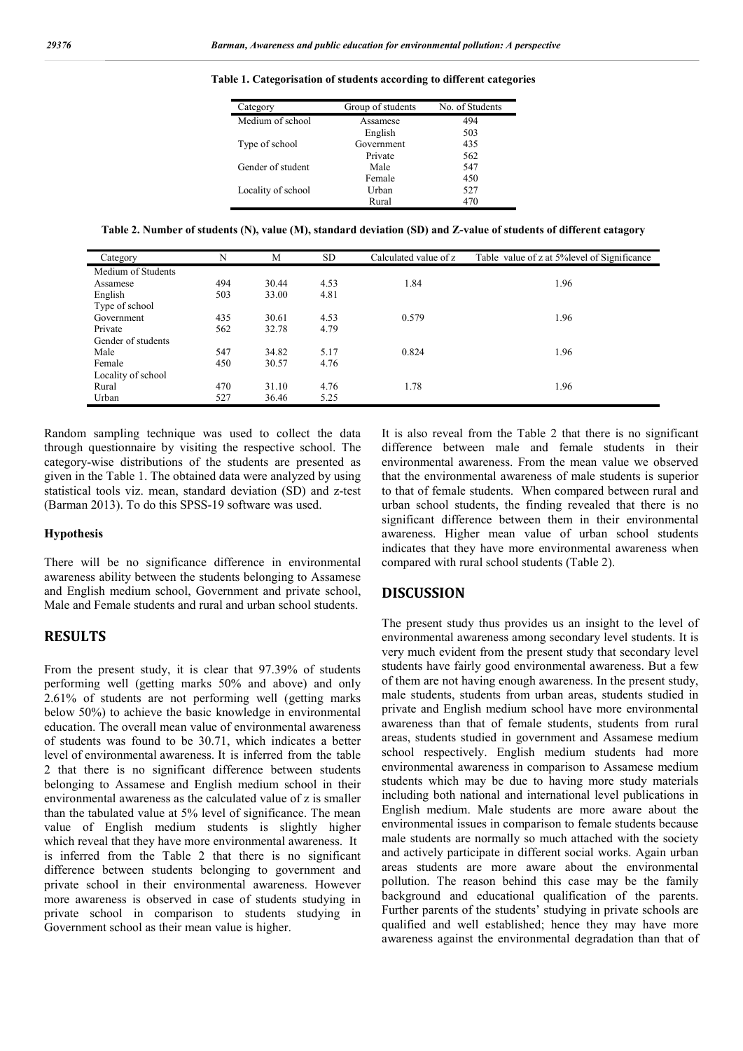**Table 1. Categorisation of students according to different categories**

| Category | Group of students | No. of Students |
|---|---|---|
| Medium of school | Assamese | 494 |
| | English | 503 |
| Type of school | Government | 435 |
| | Private | 562 |
| Gender of student | Male | 547 |
| | Female | 450 |
| Locality of school | Urban | 527 |
| | Rural | 470 |

**Table 2. Number of students (N), value (M), standard deviation (SD) and Z-value of students of different catagory**

| Category | N | M | SD | Calculated value of z | Table value of z at 5%level of Significance |
|---|---|---|---|---|---|
| Medium of Students | | | | | |
| Assamese | 494 | 30.44 | 4.53 | 1.84 | 1.96 |
| English | 503 | 33.00 | 4.81 | | |
| Type of school | | | | | |
| Government | 435 | 30.61 | 4.53 | 0.579 | 1.96 |
| Private | 562 | 32.78 | 4.79 | | |
| Gender of students | | | | | |
| Male | 547 | 34.82 | 5.17 | 0.824 | 1.96 |
| Female | 450 | 30.57 | 4.76 | | |
| Locality of school | | | | | |
| Rural | 470 | 31.10 | 4.76 | 1.78 | 1.96 |
| Urban | 527 | 36.46 | 5.25 | | |

Random sampling technique was used to collect the data through questionnaire by visiting the respective school. The category-wise distributions of the students are presented as given in the Table 1. The obtained data were analyzed by using statistical tools viz. mean, standard deviation (SD) and z-test (Barman 2013). To do this SPSS-19 software was used.

### Hypothesis

There will be no significance difference in environmental awareness ability between the students belonging to Assamese and English medium school, Government and private school, Male and Female students and rural and urban school students.

## RESULTS

From the present study, it is clear that 97.39% of students performing well (getting marks 50% and above) and only 2.61% of students are not performing well (getting marks below 50%) to achieve the basic knowledge in environmental education. The overall mean value of environmental awareness of students was found to be 30.71, which indicates a better level of environmental awareness. It is inferred from the table 2 that there is no significant difference between students belonging to Assamese and English medium school in their environmental awareness as the calculated value of z is smaller than the tabulated value at 5% level of significance. The mean value of English medium students is slightly higher which reveal that they have more environmental awareness. It is inferred from the Table 2 that there is no significant difference between students belonging to government and private school in their environmental awareness. However more awareness is observed in case of students studying in private school in comparison to students studying in Government school as their mean value is higher.

It is also reveal from the Table 2 that there is no significant difference between male and female students in their environmental awareness. From the mean value we observed that the environmental awareness of male students is superior to that of female students. When compared between rural and urban school students, the finding revealed that there is no significant difference between them in their environmental awareness. Higher mean value of urban school students indicates that they have more environmental awareness when compared with rural school students (Table 2).

## DISCUSSION

The present study thus provides us an insight to the level of environmental awareness among secondary level students. It is very much evident from the present study that secondary level students have fairly good environmental awareness. But a few of them are not having enough awareness. In the present study, male students, students from urban areas, students studied in private and English medium school have more environmental awareness than that of female students, students from rural areas, students studied in government and Assamese medium school respectively. English medium students had more environmental awareness in comparison to Assamese medium students which may be due to having more study materials including both national and international level publications in English medium. Male students are more aware about the environmental issues in comparison to female students because male students are normally so much attached with the society and actively participate in different social works. Again urban areas students are more aware about the environmental pollution. The reason behind this case may be the family background and educational qualification of the parents. Further parents of the students' studying in private schools are qualified and well established; hence they may have more awareness against the environmental degradation than that of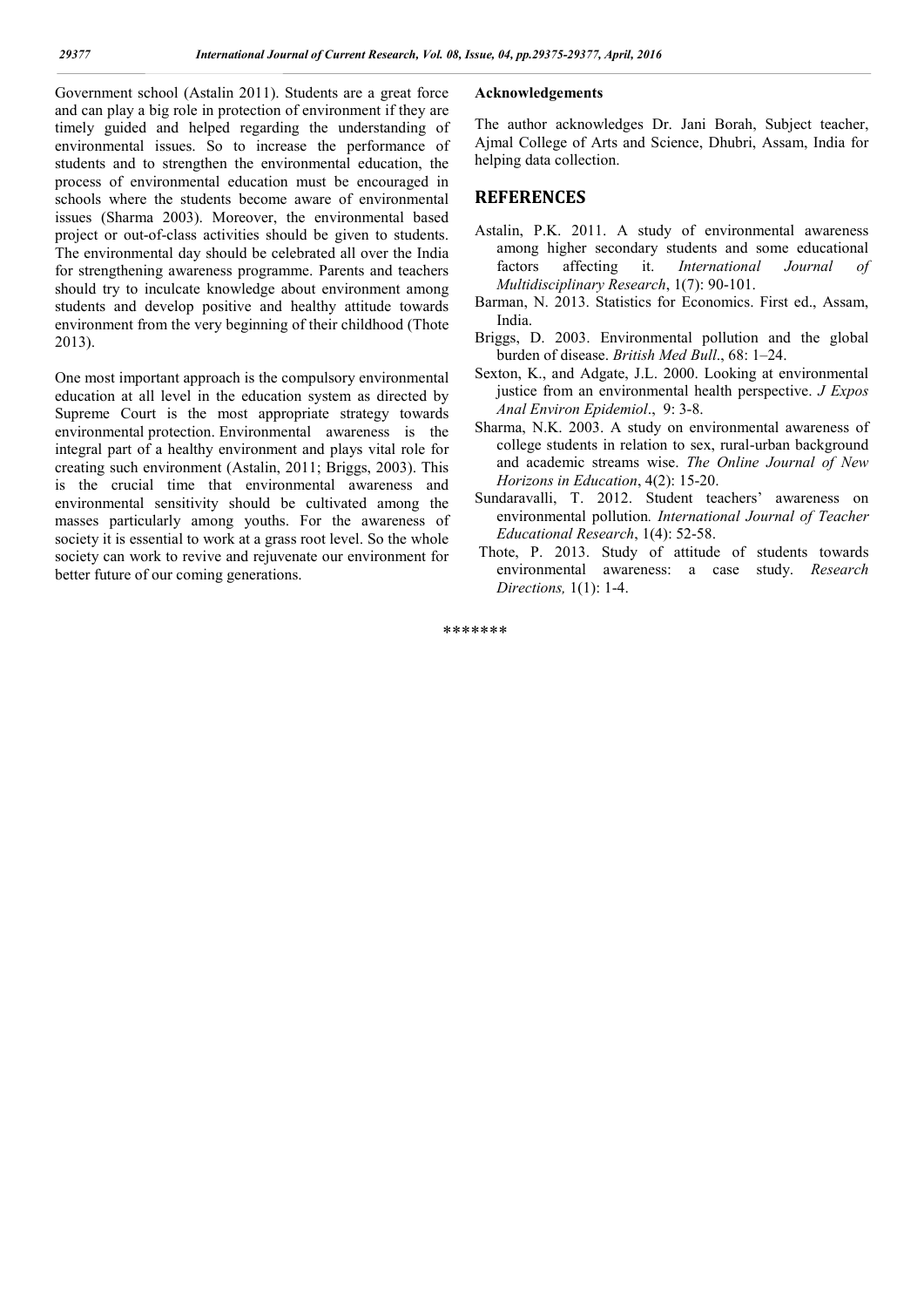Government school (Astalin 2011). Students are a great force and can play a big role in protection of environment if they are timely guided and helped regarding the understanding of environmental issues. So to increase the performance of students and to strengthen the environmental education, the process of environmental education must be encouraged in schools where the students become aware of environmental issues (Sharma 2003). Moreover, the environmental based project or out-of-class activities should be given to students. The environmental day should be celebrated all over the India for strengthening awareness programme. Parents and teachers should try to inculcate knowledge about environment among students and develop positive and healthy attitude towards environment from the very beginning of their childhood (Thote 2013).

One most important approach is the compulsory environmental education at all level in the education system as directed by Supreme Court is the most appropriate strategy towards environmental protection. Environmental awareness is the integral part of a healthy environment and plays vital role for creating such environment (Astalin, 2011; Briggs, 2003). This is the crucial time that environmental awareness and environmental sensitivity should be cultivated among the masses particularly among youths. For the awareness of society it is essential to work at a grass root level. So the whole society can work to revive and rejuvenate our environment for better future of our coming generations.

**Acknowledgements**

The author acknowledges Dr. Jani Borah, Subject teacher, Ajmal College of Arts and Science, Dhubri, Assam, India for helping data collection.

## REFERENCES

Astalin, P.K. 2011. A study of environmental awareness among higher secondary students and some educational factors affecting it. *International Journal of Multidisciplinary Research*, 1(7): 90-101.

Barman, N. 2013. Statistics for Economics. First ed., Assam, India.

Briggs, D. 2003. Environmental pollution and the global burden of disease. *British Med Bull*., 68: 1–24.

Sexton, K., and Adgate, J.L. 2000. Looking at environmental justice from an environmental health perspective. *J Expos Anal Environ Epidemiol*., 9: 3-8.

Sharma, N.K. 2003. A study on environmental awareness of college students in relation to sex, rural-urban background and academic streams wise. *The Online Journal of New Horizons in Education*, 4(2): 15-20.

Sundaravalli, T. 2012. Student teachers' awareness on environmental pollution. *International Journal of Teacher Educational Research*, 1(4): 52-58.

Thote, P. 2013. Study of attitude of students towards environmental awareness: a case study. *Research Directions,* 1(1): 1-4.

*******